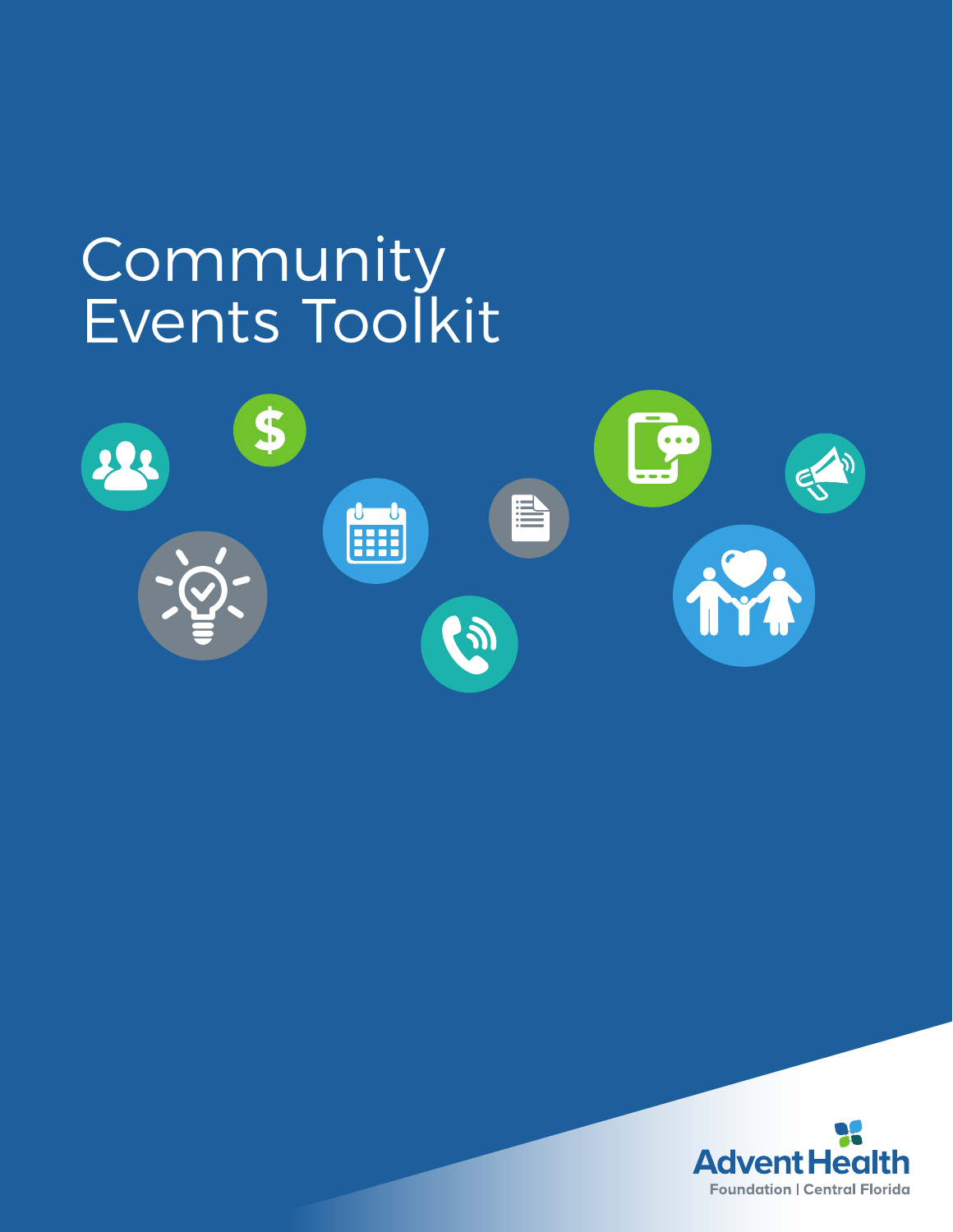# Community Events Toolkit

AdventHealth

Foundation | Central Florida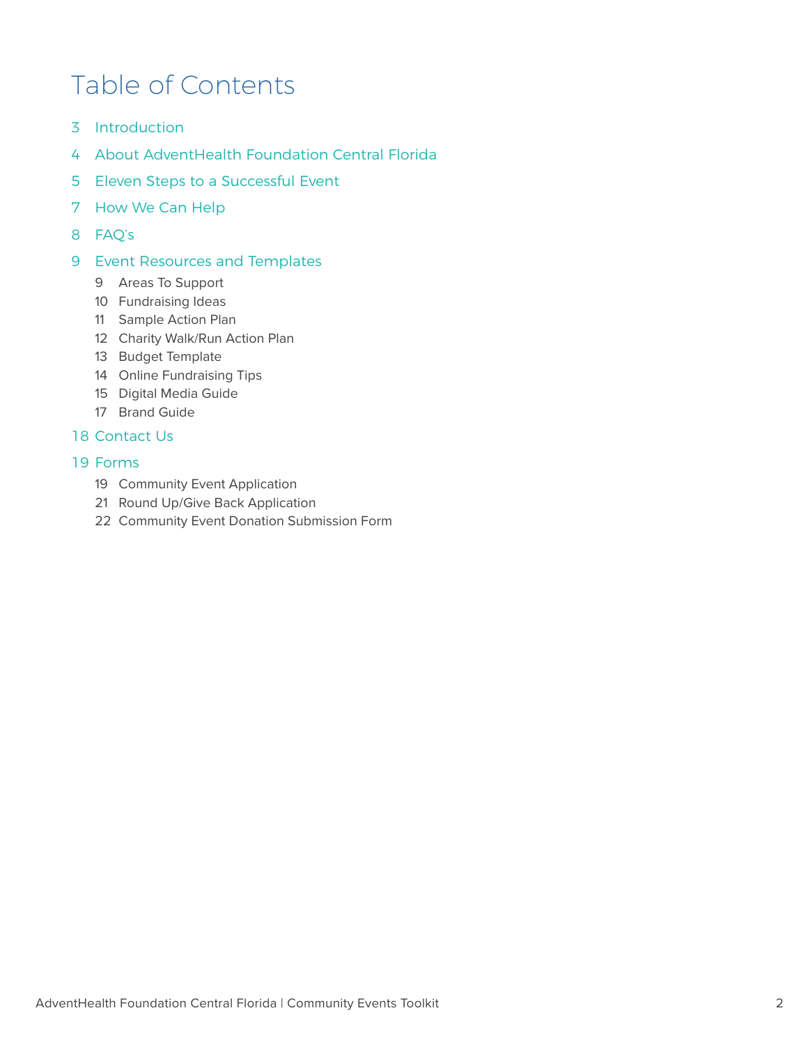# Table of Contents

- 3 Introduction
- 4 About AdventHealth Foundation Central Florida
- 5 Eleven Steps to a Successful Event
- 7 How We Can Help
- 8 FAQ's
- 9 Event Resources and Templates
  - 9 Areas To Support
  - 10 Fundraising Ideas
  - 11 Sample Action Plan
  - 12 Charity Walk/Run Action Plan
  - 13 Budget Template
  - 14 Online Fundraising Tips
  - 15 Digital Media Guide
  - 17 Brand Guide
- 18 Contact Us
- 19 Forms
  - 19 Community Event Application
  - 21 Round Up/Give Back Application
  - 22 Community Event Donation Submission Form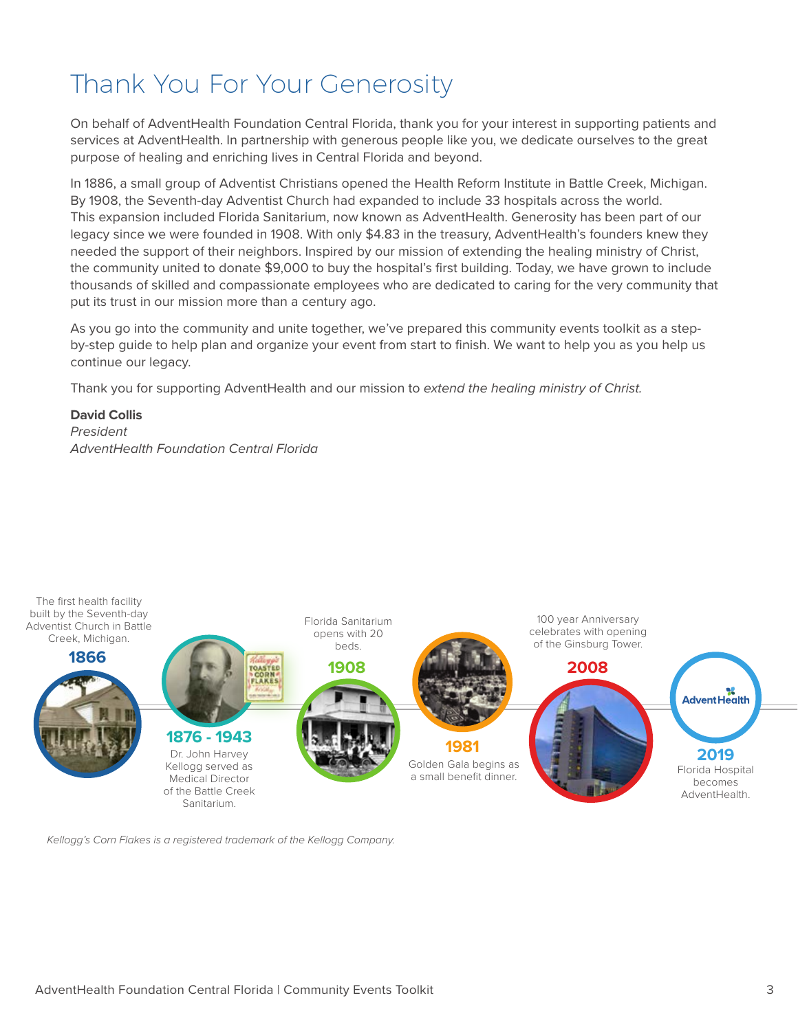# Thank You For Your Generosity

On behalf of AdventHealth Foundation Central Florida, thank you for your interest in supporting patients and services at AdventHealth. In partnership with generous people like you, we dedicate ourselves to the great purpose of healing and enriching lives in Central Florida and beyond.

In 1886, a small group of Adventist Christians opened the Health Reform Institute in Battle Creek, Michigan. By 1908, the Seventh-day Adventist Church had expanded to include 33 hospitals across the world. This expansion included Florida Sanitarium, now known as AdventHealth. Generosity has been part of our legacy since we were founded in 1908. With only $4.83 in the treasury, AdventHealth's founders knew they needed the support of their neighbors. Inspired by our mission of extending the healing ministry of Christ, the community united to donate $9,000 to buy the hospital's first building. Today, we have grown to include thousands of skilled and compassionate employees who are dedicated to caring for the very community that put its trust in our mission more than a century ago.

As you go into the community and unite together, we've prepared this community events toolkit as a step-by-step guide to help plan and organize your event from start to finish. We want to help you as you help us continue our legacy.

Thank you for supporting AdventHealth and our mission to *extend the healing ministry of Christ.*

**David Collis**
*President*
*AdventHealth Foundation Central Florida*

**1866** — The first health facility built by the Seventh-day Adventist Church in Battle Creek, Michigan.

**1876 - 1943** — Dr. John Harvey Kellogg served as Medical Director of the Battle Creek Sanitarium.

**1908** — Florida Sanitarium opens with 20 beds.

**1981** — Golden Gala begins as a small benefit dinner.

**2008** — 100 year Anniversary celebrates with opening of the Ginsburg Tower.

**2019** — Florida Hospital becomes AdventHealth.

*Kellogg's Corn Flakes is a registered trademark of the Kellogg Company.*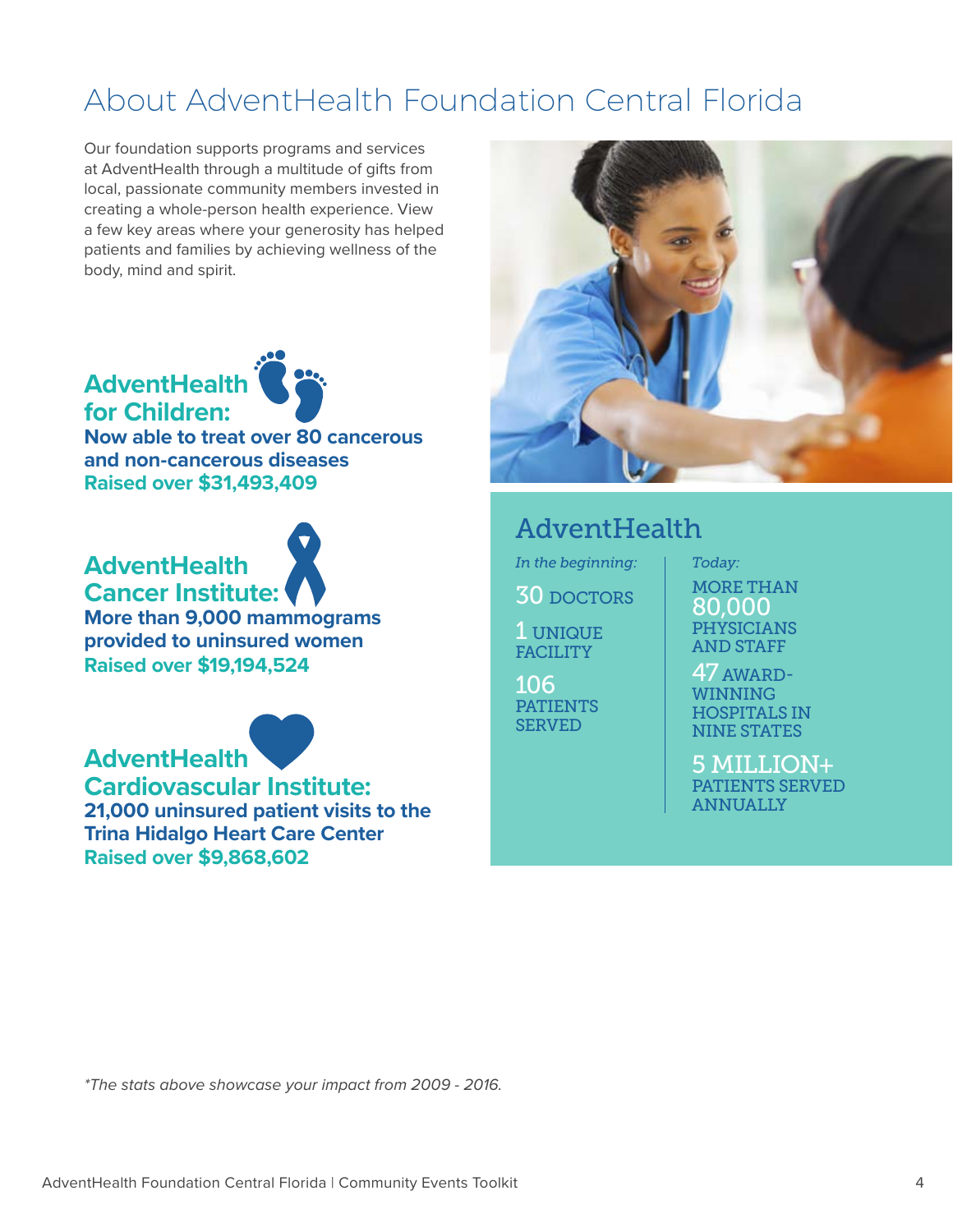# About AdventHealth Foundation Central Florida

Our foundation supports programs and services at AdventHealth through a multitude of gifts from local, passionate community members invested in creating a whole-person health experience. View a few key areas where your generosity has helped patients and families by achieving wellness of the body, mind and spirit.

## AdventHealth for Children:

**Now able to treat over 80 cancerous and non-cancerous diseases**
**Raised over $31,493,409**

## AdventHealth Cancer Institute:

**More than 9,000 mammograms provided to uninsured women**
**Raised over $19,194,524**

## AdventHealth Cardiovascular Institute:

**21,000 uninsured patient visits to the Trina Hidalgo Heart Care Center**
**Raised over $9,868,602**

## AdventHealth

| *In the beginning:* | *Today:* |
| --- | --- |
| 30 DOCTORS | MORE THAN 80,000 PHYSICIANS AND STAFF |
| 1 UNIQUE FACILITY | 47 AWARD-WINNING HOSPITALS IN NINE STATES |
| 106 PATIENTS SERVED | 5 MILLION+ PATIENTS SERVED ANNUALLY |

*\*The stats above showcase your impact from 2009 - 2016.*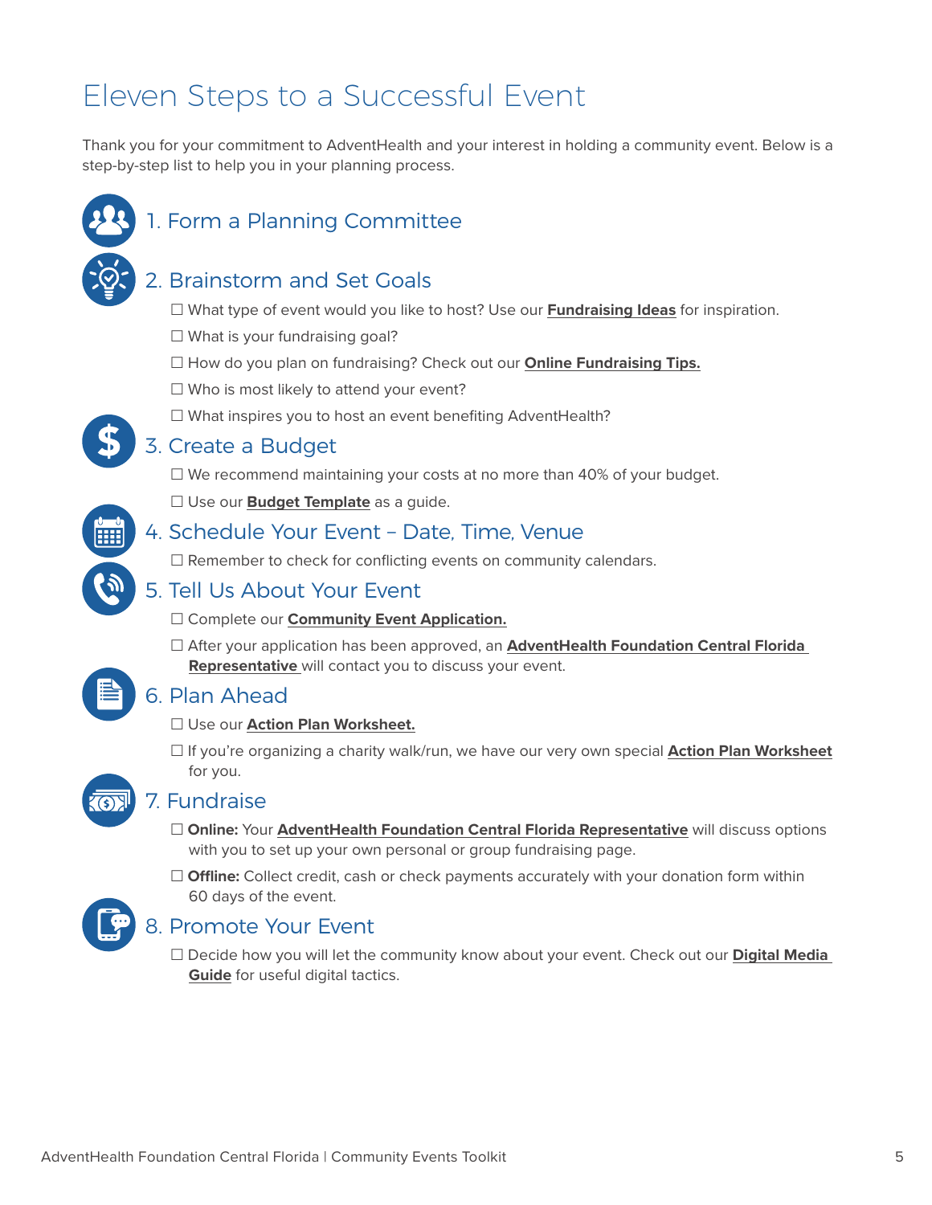# Eleven Steps to a Successful Event

Thank you for your commitment to AdventHealth and your interest in holding a community event. Below is a step-by-step list to help you in your planning process.

## 1. Form a Planning Committee

## 2. Brainstorm and Set Goals

☐ What type of event would you like to host? Use our **Fundraising Ideas** for inspiration.

☐ What is your fundraising goal?

☐ How do you plan on fundraising? Check out our **Online Fundraising Tips.**

☐ Who is most likely to attend your event?

☐ What inspires you to host an event benefiting AdventHealth?

## 3. Create a Budget

☐ We recommend maintaining your costs at no more than 40% of your budget.

☐ Use our **Budget Template** as a guide.

## 4. Schedule Your Event – Date, Time, Venue

☐ Remember to check for conflicting events on community calendars.

## 5. Tell Us About Your Event

☐ Complete our **Community Event Application.**

☐ After your application has been approved, an **AdventHealth Foundation Central Florida Representative** will contact you to discuss your event.

## 6. Plan Ahead

☐ Use our **Action Plan Worksheet.**

☐ If you're organizing a charity walk/run, we have our very own special **Action Plan Worksheet** for you.

## 7. Fundraise

☐ **Online:** Your **AdventHealth Foundation Central Florida Representative** will discuss options with you to set up your own personal or group fundraising page.

☐ **Offline:** Collect credit, cash or check payments accurately with your donation form within 60 days of the event.

## 8. Promote Your Event

☐ Decide how you will let the community know about your event. Check out our **Digital Media Guide** for useful digital tactics.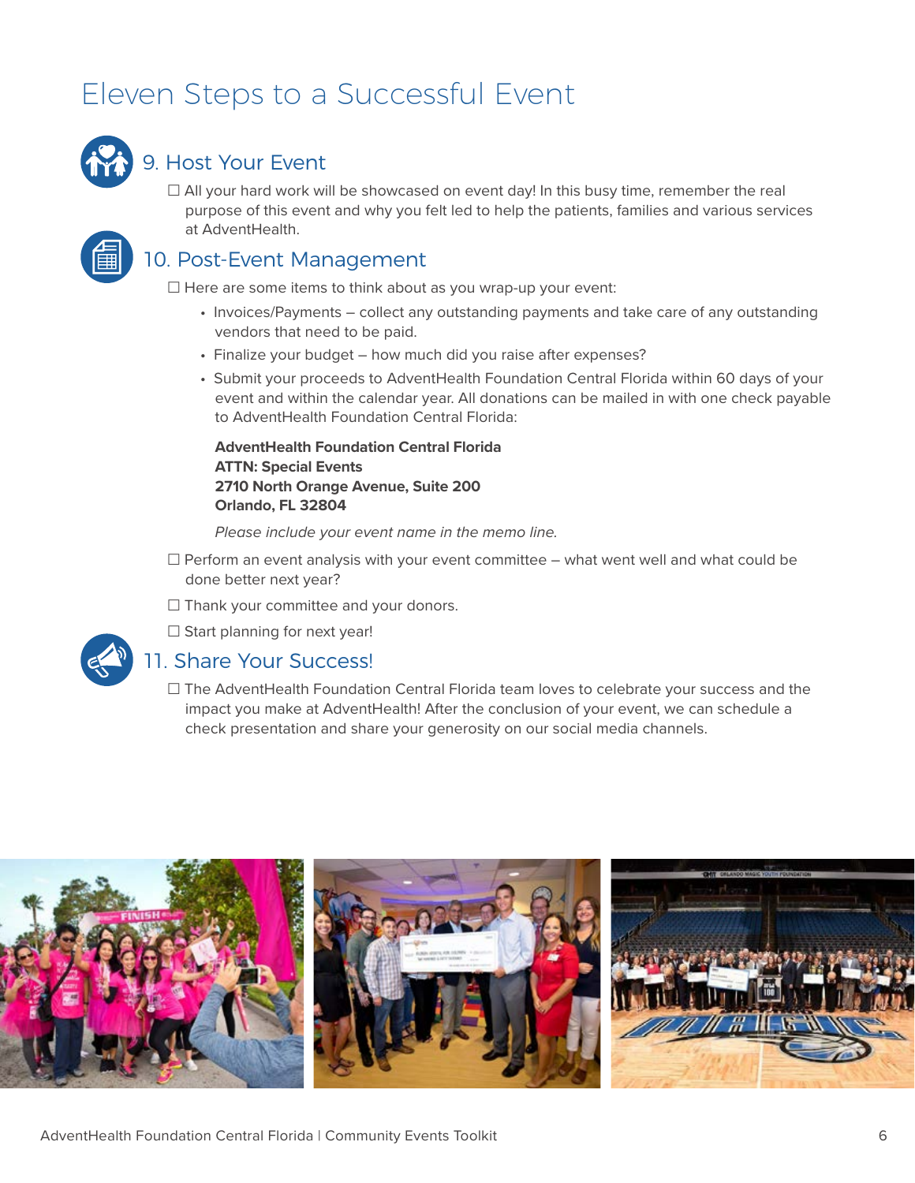# Eleven Steps to a Successful Event

## 9. Host Your Event

☐ All your hard work will be showcased on event day! In this busy time, remember the real purpose of this event and why you felt led to help the patients, families and various services at AdventHealth.

## 10. Post-Event Management

☐ Here are some items to think about as you wrap-up your event:

- Invoices/Payments – collect any outstanding payments and take care of any outstanding vendors that need to be paid.
- Finalize your budget – how much did you raise after expenses?
- Submit your proceeds to AdventHealth Foundation Central Florida within 60 days of your event and within the calendar year. All donations can be mailed in with one check payable to AdventHealth Foundation Central Florida:

  **AdventHealth Foundation Central Florida**
  **ATTN: Special Events**
  **2710 North Orange Avenue, Suite 200**
  **Orlando, FL 32804**

  *Please include your event name in the memo line.*

☐ Perform an event analysis with your event committee – what went well and what could be done better next year?

☐ Thank your committee and your donors.

☐ Start planning for next year!

## 11. Share Your Success!

☐ The AdventHealth Foundation Central Florida team loves to celebrate your success and the impact you make at AdventHealth! After the conclusion of your event, we can schedule a check presentation and share your generosity on our social media channels.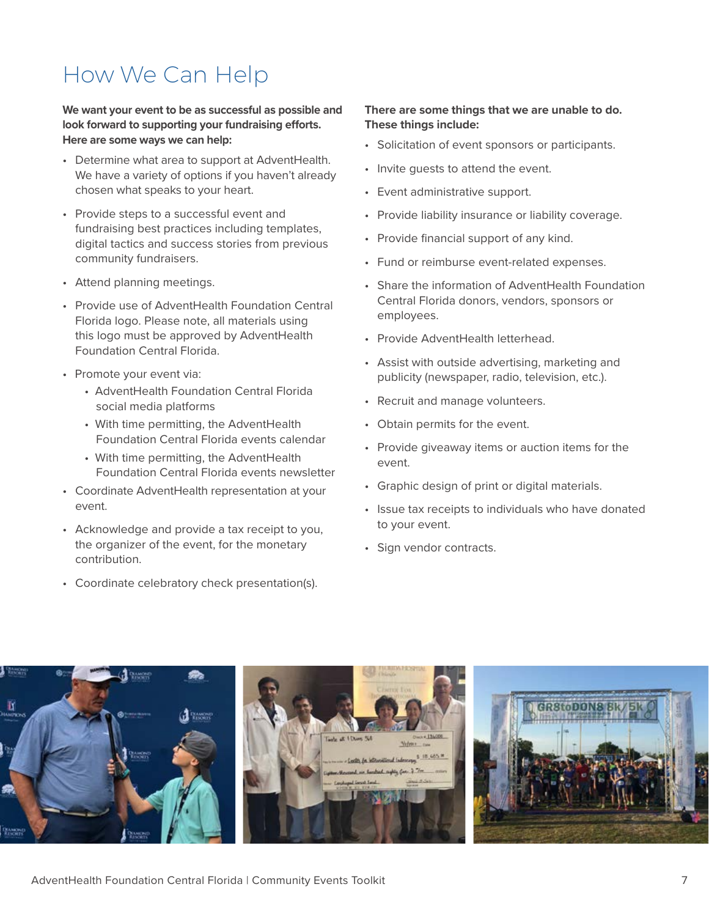# How We Can Help

**We want your event to be as successful as possible and look forward to supporting your fundraising efforts. Here are some ways we can help:**

- Determine what area to support at AdventHealth. We have a variety of options if you haven't already chosen what speaks to your heart.
- Provide steps to a successful event and fundraising best practices including templates, digital tactics and success stories from previous community fundraisers.
- Attend planning meetings.
- Provide use of AdventHealth Foundation Central Florida logo. Please note, all materials using this logo must be approved by AdventHealth Foundation Central Florida.
- Promote your event via:
  - AdventHealth Foundation Central Florida social media platforms
  - With time permitting, the AdventHealth Foundation Central Florida events calendar
  - With time permitting, the AdventHealth Foundation Central Florida events newsletter
- Coordinate AdventHealth representation at your event.
- Acknowledge and provide a tax receipt to you, the organizer of the event, for the monetary contribution.
- Coordinate celebratory check presentation(s).

**There are some things that we are unable to do. These things include:**

- Solicitation of event sponsors or participants.
- Invite guests to attend the event.
- Event administrative support.
- Provide liability insurance or liability coverage.
- Provide financial support of any kind.
- Fund or reimburse event-related expenses.
- Share the information of AdventHealth Foundation Central Florida donors, vendors, sponsors or employees.
- Provide AdventHealth letterhead.
- Assist with outside advertising, marketing and publicity (newspaper, radio, television, etc.).
- Recruit and manage volunteers.
- Obtain permits for the event.
- Provide giveaway items or auction items for the event.
- Graphic design of print or digital materials.
- Issue tax receipts to individuals who have donated to your event.
- Sign vendor contracts.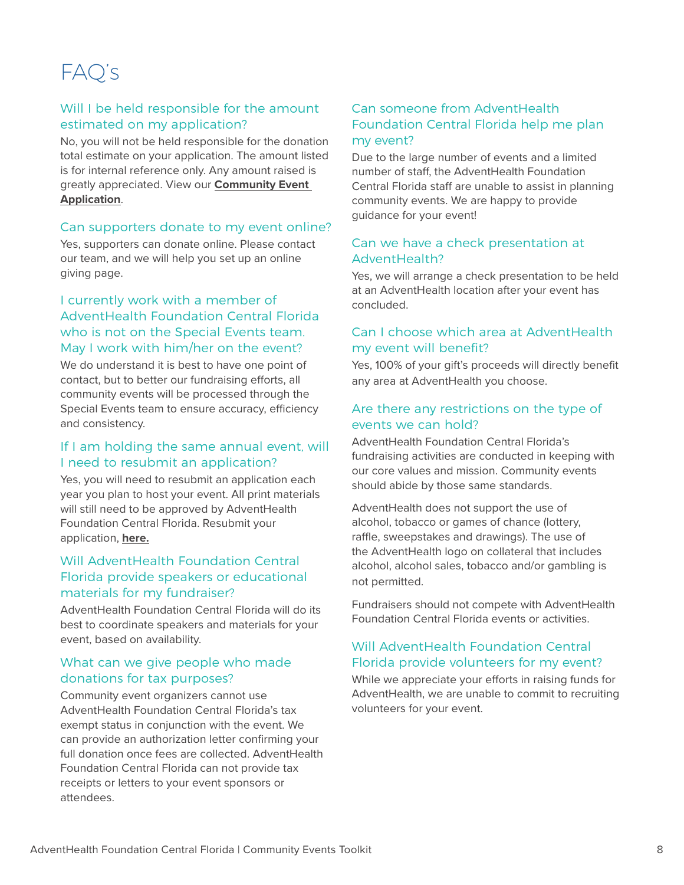# FAQ's

### Will I be held responsible for the amount estimated on my application?

No, you will not be held responsible for the donation total estimate on your application. The amount listed is for internal reference only. Any amount raised is greatly appreciated. View our **Community Event Application**.

### Can supporters donate to my event online?

Yes, supporters can donate online. Please contact our team, and we will help you set up an online giving page.

### I currently work with a member of AdventHealth Foundation Central Florida who is not on the Special Events team. May I work with him/her on the event?

We do understand it is best to have one point of contact, but to better our fundraising efforts, all community events will be processed through the Special Events team to ensure accuracy, efficiency and consistency.

### If I am holding the same annual event, will I need to resubmit an application?

Yes, you will need to resubmit an application each year you plan to host your event. All print materials will still need to be approved by AdventHealth Foundation Central Florida. Resubmit your application, **here.**

### Will AdventHealth Foundation Central Florida provide speakers or educational materials for my fundraiser?

AdventHealth Foundation Central Florida will do its best to coordinate speakers and materials for your event, based on availability.

### What can we give people who made donations for tax purposes?

Community event organizers cannot use AdventHealth Foundation Central Florida's tax exempt status in conjunction with the event. We can provide an authorization letter confirming your full donation once fees are collected. AdventHealth Foundation Central Florida can not provide tax receipts or letters to your event sponsors or attendees.

### Can someone from AdventHealth Foundation Central Florida help me plan my event?

Due to the large number of events and a limited number of staff, the AdventHealth Foundation Central Florida staff are unable to assist in planning community events. We are happy to provide guidance for your event!

### Can we have a check presentation at AdventHealth?

Yes, we will arrange a check presentation to be held at an AdventHealth location after your event has concluded.

### Can I choose which area at AdventHealth my event will benefit?

Yes, 100% of your gift's proceeds will directly benefit any area at AdventHealth you choose.

### Are there any restrictions on the type of events we can hold?

AdventHealth Foundation Central Florida's fundraising activities are conducted in keeping with our core values and mission. Community events should abide by those same standards.

AdventHealth does not support the use of alcohol, tobacco or games of chance (lottery, raffle, sweepstakes and drawings). The use of the AdventHealth logo on collateral that includes alcohol, alcohol sales, tobacco and/or gambling is not permitted.

Fundraisers should not compete with AdventHealth Foundation Central Florida events or activities.

### Will AdventHealth Foundation Central Florida provide volunteers for my event?

While we appreciate your efforts in raising funds for AdventHealth, we are unable to commit to recruiting volunteers for your event.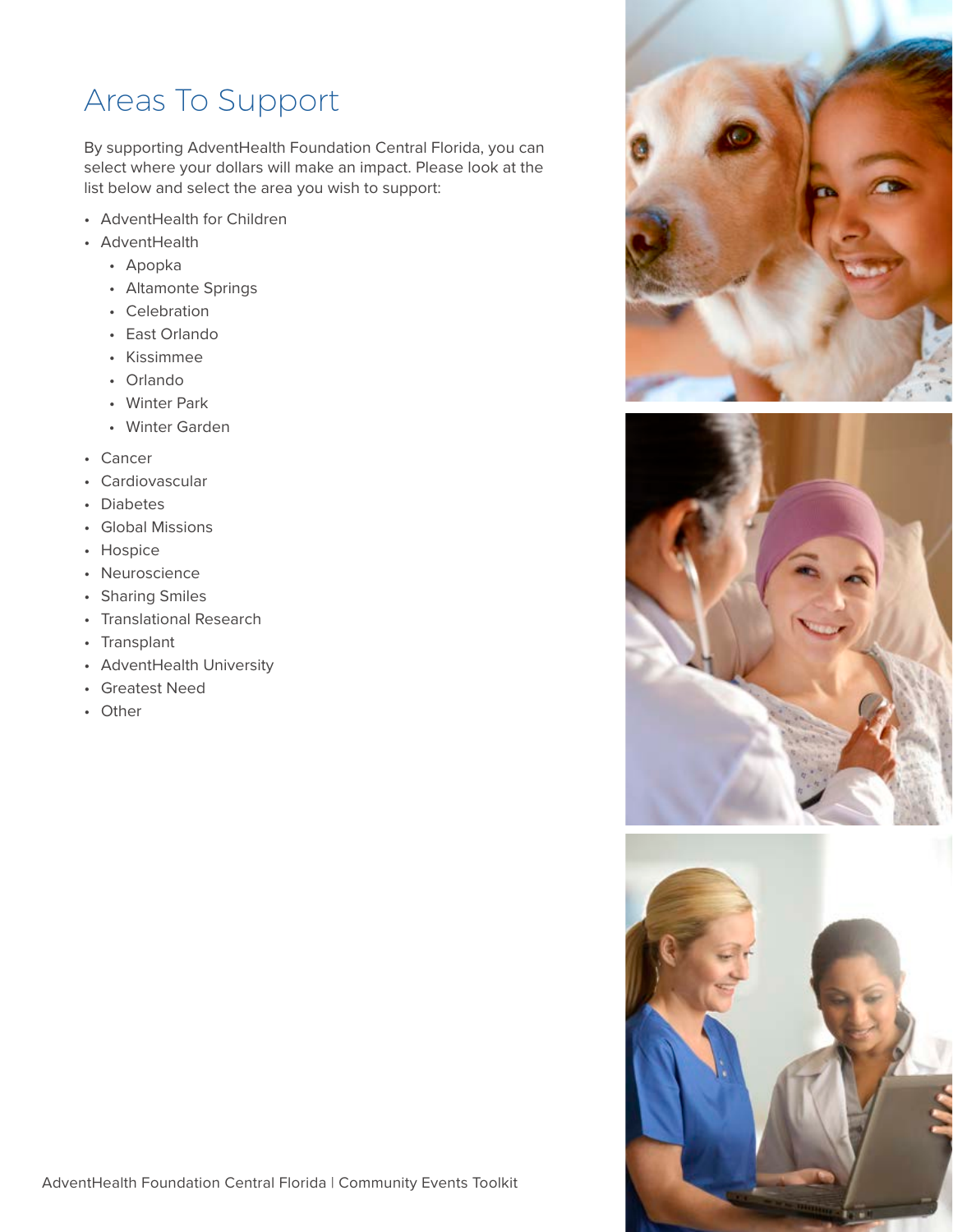# Areas To Support

By supporting AdventHealth Foundation Central Florida, you can select where your dollars will make an impact. Please look at the list below and select the area you wish to support:

- AdventHealth for Children
- AdventHealth
  - Apopka
  - Altamonte Springs
  - Celebration
  - East Orlando
  - Kissimmee
  - Orlando
  - Winter Park
  - Winter Garden
- Cancer
- Cardiovascular
- Diabetes
- Global Missions
- Hospice
- Neuroscience
- Sharing Smiles
- Translational Research
- Transplant
- AdventHealth University
- Greatest Need
- Other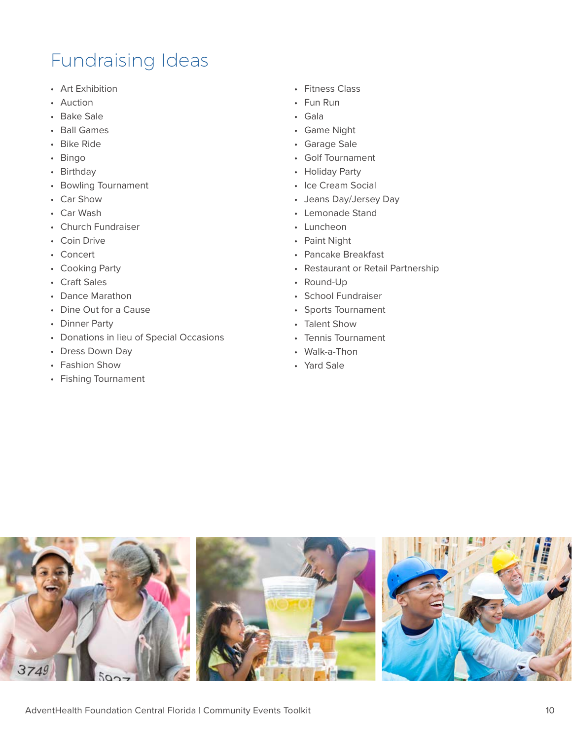# Fundraising Ideas

- Art Exhibition
- Auction
- Bake Sale
- Ball Games
- Bike Ride
- Bingo
- Birthday
- Bowling Tournament
- Car Show
- Car Wash
- Church Fundraiser
- Coin Drive
- Concert
- Cooking Party
- Craft Sales
- Dance Marathon
- Dine Out for a Cause
- Dinner Party
- Donations in lieu of Special Occasions
- Dress Down Day
- Fashion Show
- Fishing Tournament
- Fitness Class
- Fun Run
- Gala
- Game Night
- Garage Sale
- Golf Tournament
- Holiday Party
- Ice Cream Social
- Jeans Day/Jersey Day
- Lemonade Stand
- Luncheon
- Paint Night
- Pancake Breakfast
- Restaurant or Retail Partnership
- Round-Up
- School Fundraiser
- Sports Tournament
- Talent Show
- Tennis Tournament
- Walk-a-Thon
- Yard Sale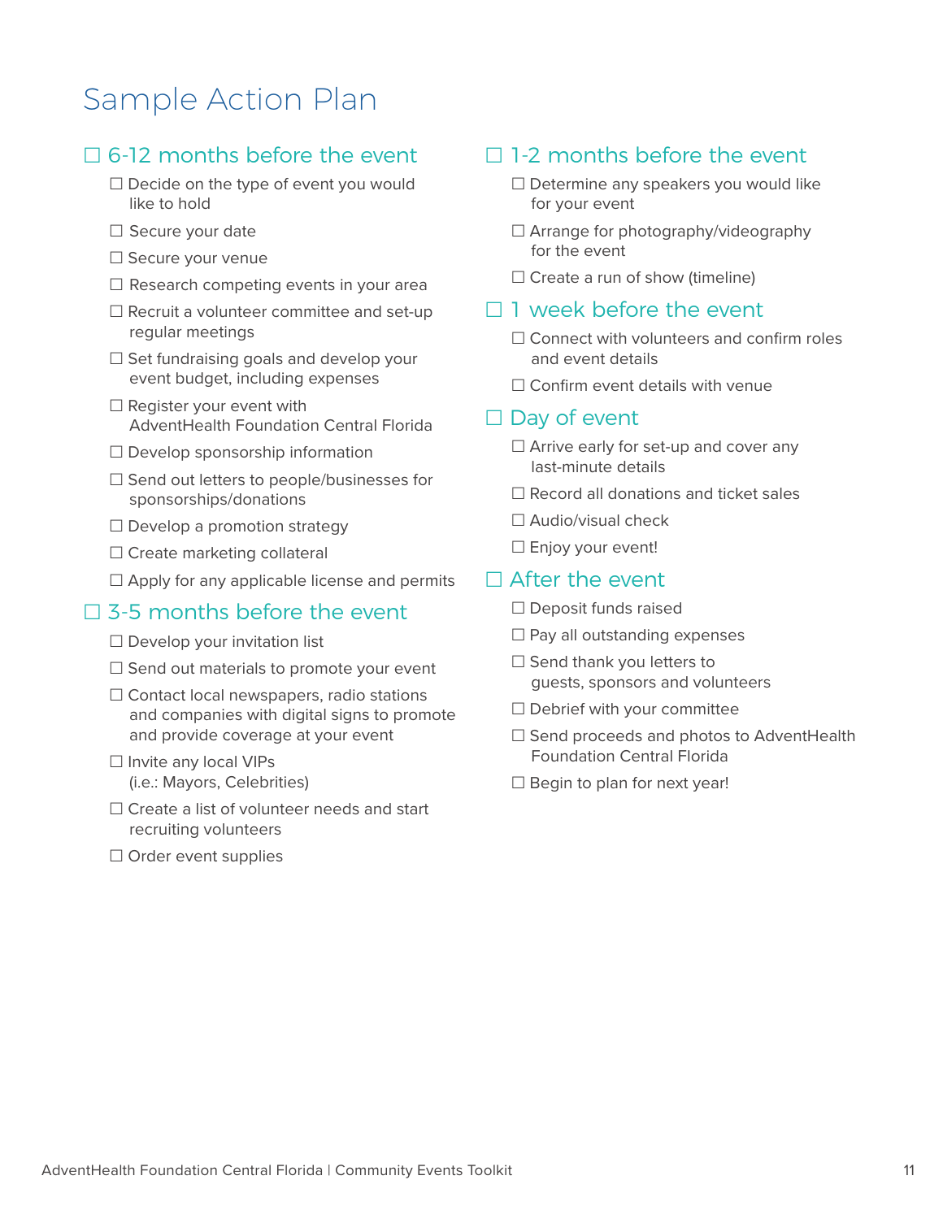# Sample Action Plan

## ☐ 6-12 months before the event

- ☐ Decide on the type of event you would like to hold
- ☐ Secure your date
- ☐ Secure your venue
- ☐ Research competing events in your area
- ☐ Recruit a volunteer committee and set-up regular meetings
- ☐ Set fundraising goals and develop your event budget, including expenses
- ☐ Register your event with AdventHealth Foundation Central Florida
- ☐ Develop sponsorship information
- ☐ Send out letters to people/businesses for sponsorships/donations
- ☐ Develop a promotion strategy
- ☐ Create marketing collateral
- ☐ Apply for any applicable license and permits

## ☐ 3-5 months before the event

- ☐ Develop your invitation list
- ☐ Send out materials to promote your event
- ☐ Contact local newspapers, radio stations and companies with digital signs to promote and provide coverage at your event
- ☐ Invite any local VIPs (i.e.: Mayors, Celebrities)
- ☐ Create a list of volunteer needs and start recruiting volunteers
- ☐ Order event supplies

## ☐ 1-2 months before the event

- ☐ Determine any speakers you would like for your event
- ☐ Arrange for photography/videography for the event
- ☐ Create a run of show (timeline)

## ☐ 1 week before the event

- ☐ Connect with volunteers and confirm roles and event details
- ☐ Confirm event details with venue

## ☐ Day of event

- ☐ Arrive early for set-up and cover any last-minute details
- ☐ Record all donations and ticket sales
- ☐ Audio/visual check
- ☐ Enjoy your event!

## ☐ After the event

- ☐ Deposit funds raised
- ☐ Pay all outstanding expenses
- ☐ Send thank you letters to guests, sponsors and volunteers
- ☐ Debrief with your committee
- ☐ Send proceeds and photos to AdventHealth Foundation Central Florida
- ☐ Begin to plan for next year!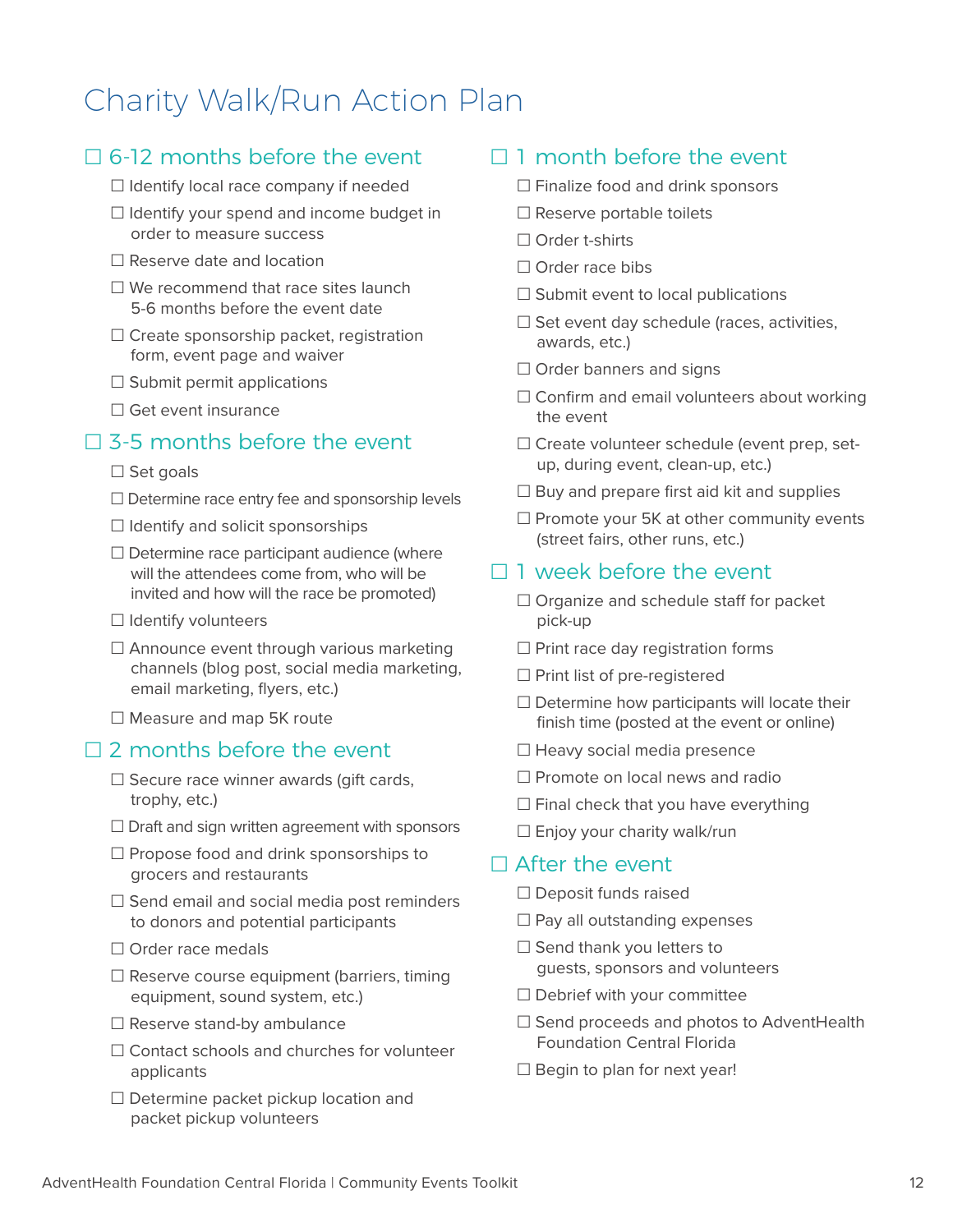# Charity Walk/Run Action Plan

## ☐ 6-12 months before the event

- ☐ Identify local race company if needed
- ☐ Identify your spend and income budget in order to measure success
- ☐ Reserve date and location
- ☐ We recommend that race sites launch 5-6 months before the event date
- ☐ Create sponsorship packet, registration form, event page and waiver
- ☐ Submit permit applications
- ☐ Get event insurance

## ☐ 3-5 months before the event

- ☐ Set goals
- ☐ Determine race entry fee and sponsorship levels
- ☐ Identify and solicit sponsorships
- ☐ Determine race participant audience (where will the attendees come from, who will be invited and how will the race be promoted)
- ☐ Identify volunteers
- ☐ Announce event through various marketing channels (blog post, social media marketing, email marketing, flyers, etc.)
- ☐ Measure and map 5K route

## ☐ 2 months before the event

- ☐ Secure race winner awards (gift cards, trophy, etc.)
- ☐ Draft and sign written agreement with sponsors
- ☐ Propose food and drink sponsorships to grocers and restaurants
- ☐ Send email and social media post reminders to donors and potential participants
- ☐ Order race medals
- ☐ Reserve course equipment (barriers, timing equipment, sound system, etc.)
- ☐ Reserve stand-by ambulance
- ☐ Contact schools and churches for volunteer applicants
- ☐ Determine packet pickup location and packet pickup volunteers

## ☐ 1 month before the event

- ☐ Finalize food and drink sponsors
- ☐ Reserve portable toilets
- ☐ Order t-shirts
- ☐ Order race bibs
- ☐ Submit event to local publications
- ☐ Set event day schedule (races, activities, awards, etc.)
- ☐ Order banners and signs
- ☐ Confirm and email volunteers about working the event
- ☐ Create volunteer schedule (event prep, set-up, during event, clean-up, etc.)
- ☐ Buy and prepare first aid kit and supplies
- ☐ Promote your 5K at other community events (street fairs, other runs, etc.)

## ☐ 1 week before the event

- ☐ Organize and schedule staff for packet pick-up
- ☐ Print race day registration forms
- ☐ Print list of pre-registered
- ☐ Determine how participants will locate their finish time (posted at the event or online)
- ☐ Heavy social media presence
- ☐ Promote on local news and radio
- ☐ Final check that you have everything
- ☐ Enjoy your charity walk/run

## ☐ After the event

- ☐ Deposit funds raised
- ☐ Pay all outstanding expenses
- ☐ Send thank you letters to guests, sponsors and volunteers
- ☐ Debrief with your committee
- ☐ Send proceeds and photos to AdventHealth Foundation Central Florida
- ☐ Begin to plan for next year!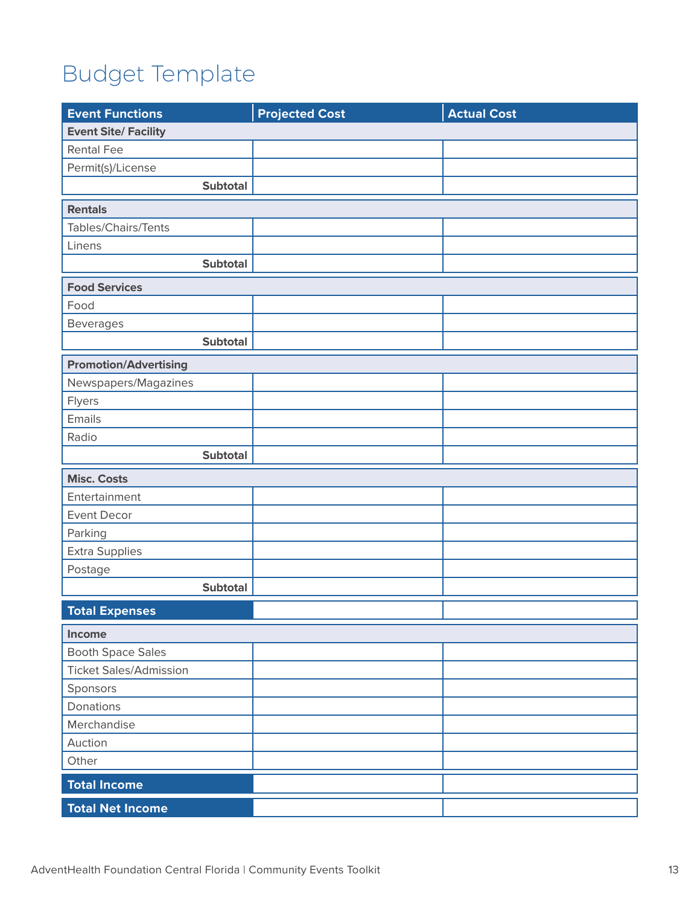# Budget Template

| Event Functions | Projected Cost | Actual Cost |
|---|---|---|
| **Event Site/ Facility** | | |
| Rental Fee | | |
| Permit(s)/License | | |
| **Subtotal** | | |
| **Rentals** | | |
| Tables/Chairs/Tents | | |
| Linens | | |
| **Subtotal** | | |
| **Food Services** | | |
| Food | | |
| Beverages | | |
| **Subtotal** | | |
| **Promotion/Advertising** | | |
| Newspapers/Magazines | | |
| Flyers | | |
| Emails | | |
| Radio | | |
| **Subtotal** | | |
| **Misc. Costs** | | |
| Entertainment | | |
| Event Decor | | |
| Parking | | |
| Extra Supplies | | |
| Postage | | |
| **Subtotal** | | |
| **Total Expenses** | | |
| **Income** | | |
| Booth Space Sales | | |
| Ticket Sales/Admission | | |
| Sponsors | | |
| Donations | | |
| Merchandise | | |
| Auction | | |
| Other | | |
| **Total Income** | | |
| **Total Net Income** | | |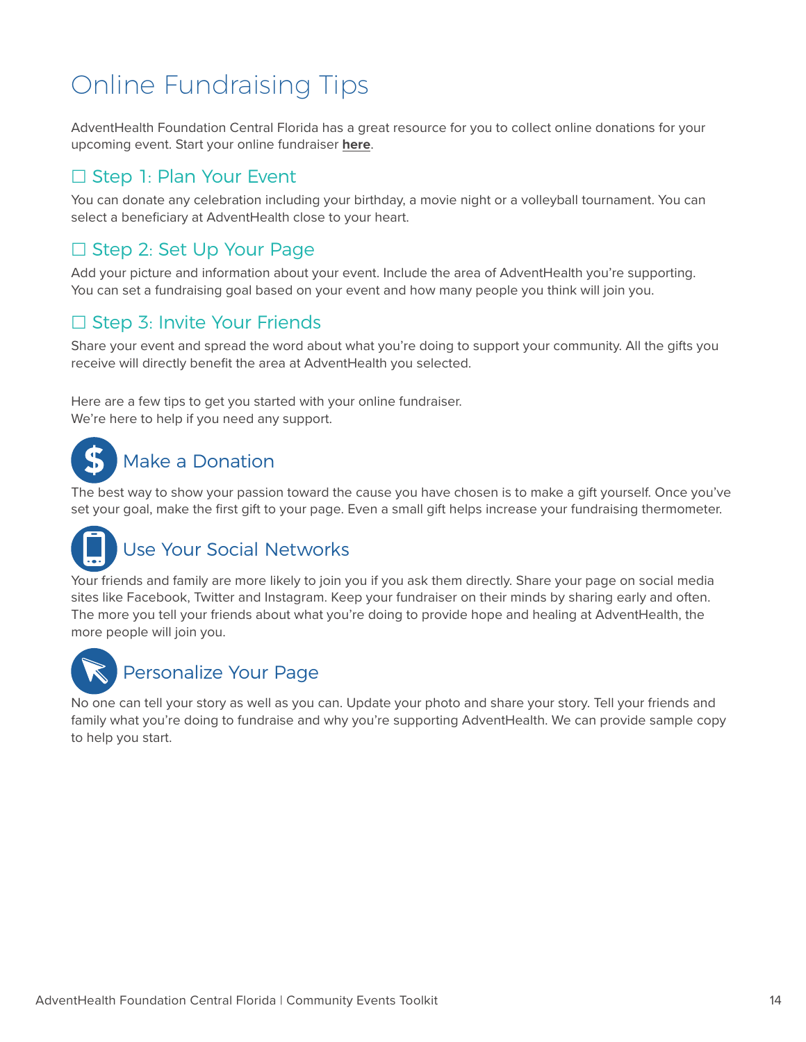# Online Fundraising Tips

AdventHealth Foundation Central Florida has a great resource for you to collect online donations for your upcoming event. Start your online fundraiser **here**.

## ☐ Step 1: Plan Your Event

You can donate any celebration including your birthday, a movie night or a volleyball tournament. You can select a beneficiary at AdventHealth close to your heart.

## ☐ Step 2: Set Up Your Page

Add your picture and information about your event. Include the area of AdventHealth you're supporting. You can set a fundraising goal based on your event and how many people you think will join you.

## ☐ Step 3: Invite Your Friends

Share your event and spread the word about what you're doing to support your community. All the gifts you receive will directly benefit the area at AdventHealth you selected.

Here are a few tips to get you started with your online fundraiser.
We're here to help if you need any support.

## Make a Donation

The best way to show your passion toward the cause you have chosen is to make a gift yourself. Once you've set your goal, make the first gift to your page. Even a small gift helps increase your fundraising thermometer.

## Use Your Social Networks

Your friends and family are more likely to join you if you ask them directly. Share your page on social media sites like Facebook, Twitter and Instagram. Keep your fundraiser on their minds by sharing early and often. The more you tell your friends about what you're doing to provide hope and healing at AdventHealth, the more people will join you.

## Personalize Your Page

No one can tell your story as well as you can. Update your photo and share your story. Tell your friends and family what you're doing to fundraise and why you're supporting AdventHealth. We can provide sample copy to help you start.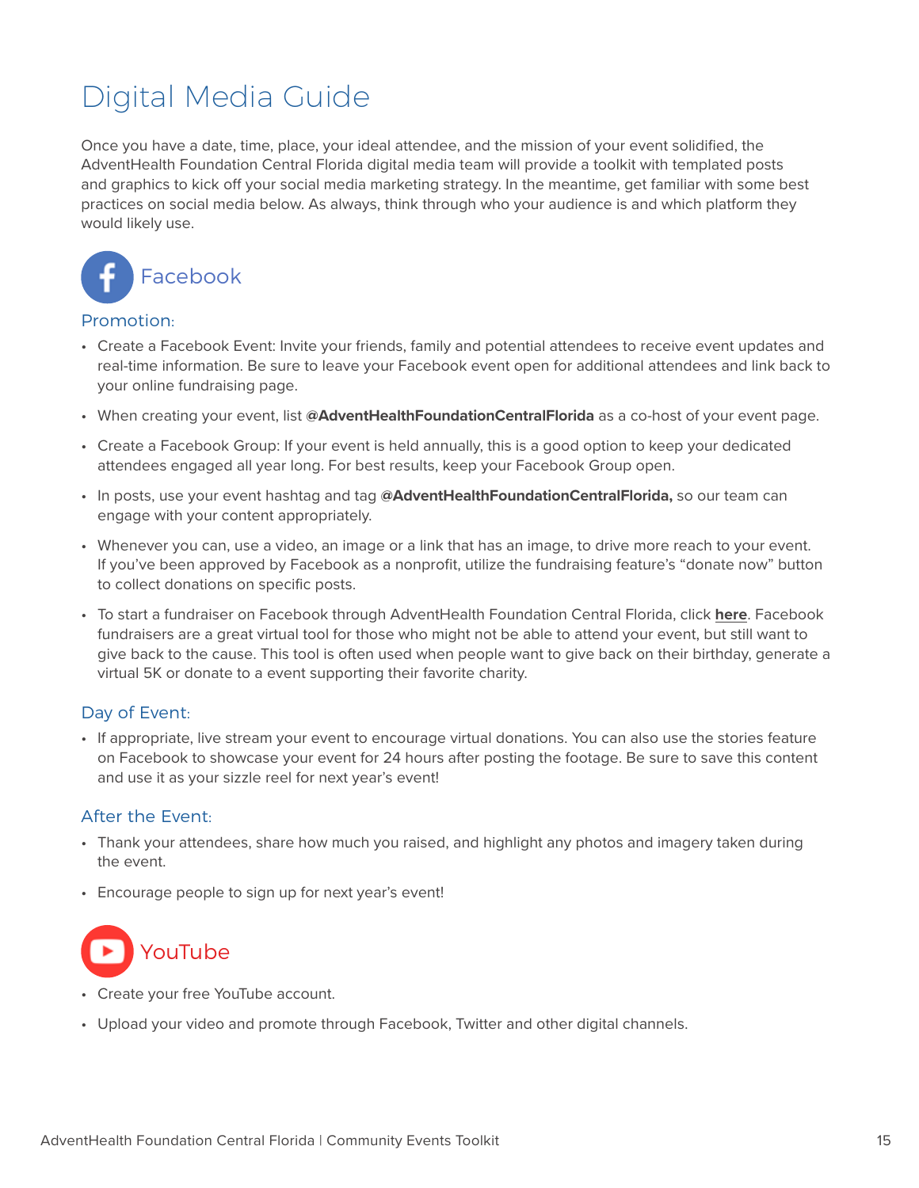# Digital Media Guide

Once you have a date, time, place, your ideal attendee, and the mission of your event solidified, the AdventHealth Foundation Central Florida digital media team will provide a toolkit with templated posts and graphics to kick off your social media marketing strategy. In the meantime, get familiar with some best practices on social media below. As always, think through who your audience is and which platform they would likely use.

## Facebook

### Promotion:

- Create a Facebook Event: Invite your friends, family and potential attendees to receive event updates and real-time information. Be sure to leave your Facebook event open for additional attendees and link back to your online fundraising page.
- When creating your event, list **@AdventHealthFoundationCentralFlorida** as a co-host of your event page.
- Create a Facebook Group: If your event is held annually, this is a good option to keep your dedicated attendees engaged all year long. For best results, keep your Facebook Group open.
- In posts, use your event hashtag and tag **@AdventHealthFoundationCentralFlorida,** so our team can engage with your content appropriately.
- Whenever you can, use a video, an image or a link that has an image, to drive more reach to your event. If you've been approved by Facebook as a nonprofit, utilize the fundraising feature's "donate now" button to collect donations on specific posts.
- To start a fundraiser on Facebook through AdventHealth Foundation Central Florida, click **here**. Facebook fundraisers are a great virtual tool for those who might not be able to attend your event, but still want to give back to the cause. This tool is often used when people want to give back on their birthday, generate a virtual 5K or donate to a event supporting their favorite charity.

### Day of Event:

- If appropriate, live stream your event to encourage virtual donations. You can also use the stories feature on Facebook to showcase your event for 24 hours after posting the footage. Be sure to save this content and use it as your sizzle reel for next year's event!

### After the Event:

- Thank your attendees, share how much you raised, and highlight any photos and imagery taken during the event.
- Encourage people to sign up for next year's event!

## YouTube

- Create your free YouTube account.
- Upload your video and promote through Facebook, Twitter and other digital channels.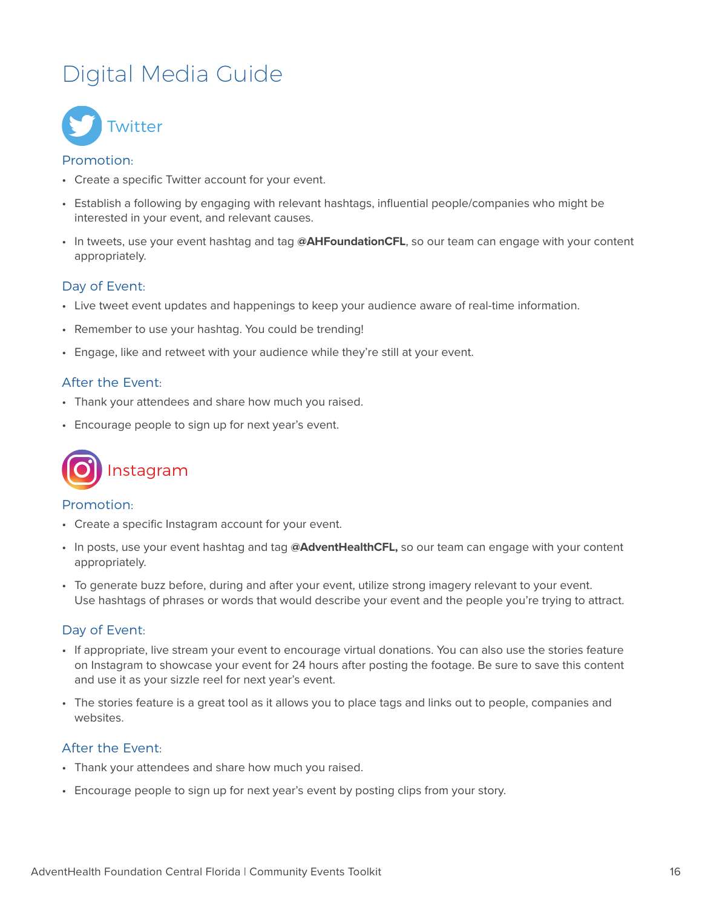# Digital Media Guide

## Twitter

### Promotion:

- Create a specific Twitter account for your event.
- Establish a following by engaging with relevant hashtags, influential people/companies who might be interested in your event, and relevant causes.
- In tweets, use your event hashtag and tag **@AHFoundationCFL**, so our team can engage with your content appropriately.

### Day of Event:

- Live tweet event updates and happenings to keep your audience aware of real-time information.
- Remember to use your hashtag. You could be trending!
- Engage, like and retweet with your audience while they're still at your event.

### After the Event:

- Thank your attendees and share how much you raised.
- Encourage people to sign up for next year's event.

## Instagram

### Promotion:

- Create a specific Instagram account for your event.
- In posts, use your event hashtag and tag **@AdventHealthCFL,** so our team can engage with your content appropriately.
- To generate buzz before, during and after your event, utilize strong imagery relevant to your event. Use hashtags of phrases or words that would describe your event and the people you're trying to attract.

### Day of Event:

- If appropriate, live stream your event to encourage virtual donations. You can also use the stories feature on Instagram to showcase your event for 24 hours after posting the footage. Be sure to save this content and use it as your sizzle reel for next year's event.
- The stories feature is a great tool as it allows you to place tags and links out to people, companies and websites.

### After the Event:

- Thank your attendees and share how much you raised.
- Encourage people to sign up for next year's event by posting clips from your story.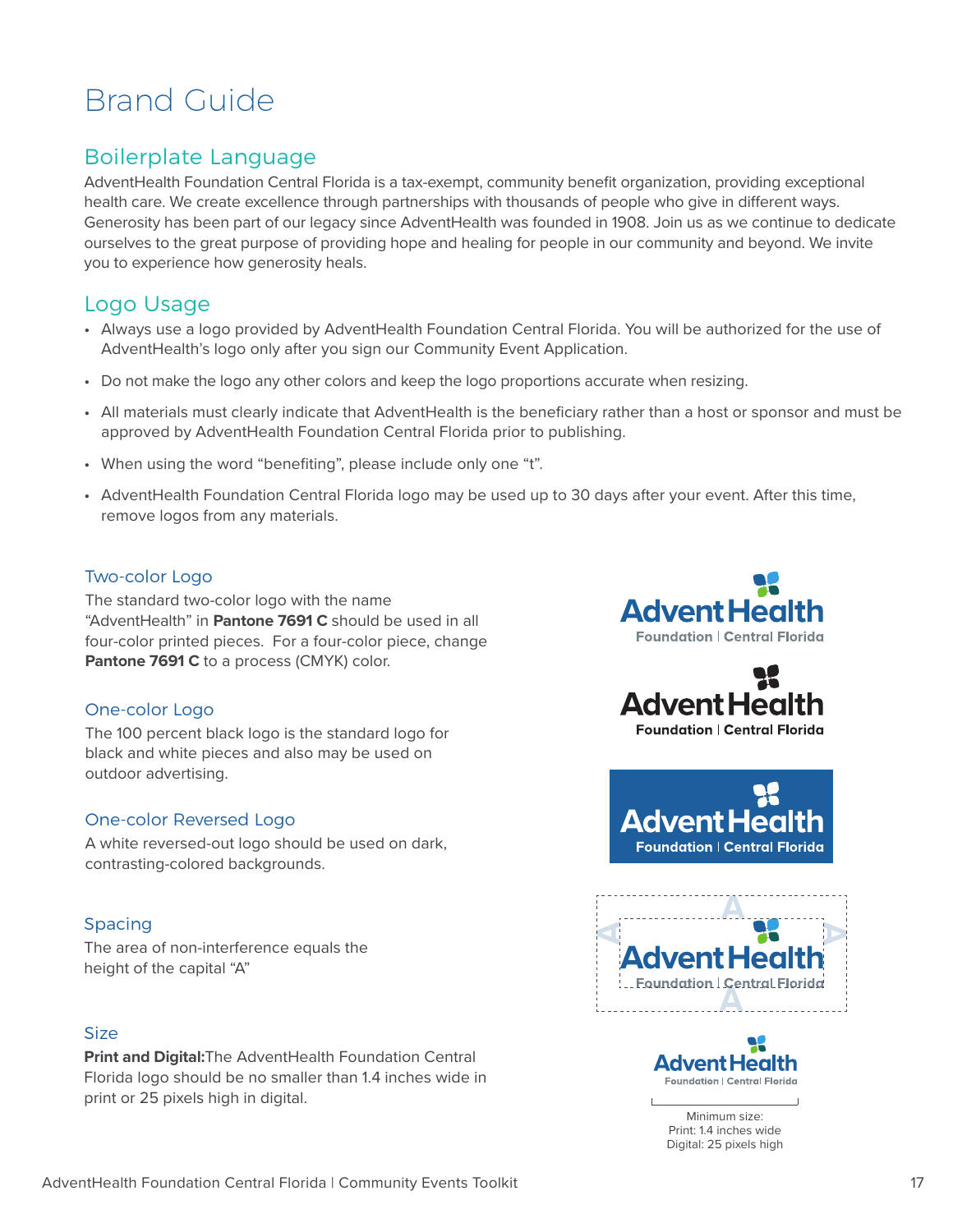# Brand Guide

## Boilerplate Language

AdventHealth Foundation Central Florida is a tax-exempt, community benefit organization, providing exceptional health care. We create excellence through partnerships with thousands of people who give in different ways. Generosity has been part of our legacy since AdventHealth was founded in 1908. Join us as we continue to dedicate ourselves to the great purpose of providing hope and healing for people in our community and beyond. We invite you to experience how generosity heals.

## Logo Usage

- Always use a logo provided by AdventHealth Foundation Central Florida. You will be authorized for the use of AdventHealth's logo only after you sign our Community Event Application.
- Do not make the logo any other colors and keep the logo proportions accurate when resizing.
- All materials must clearly indicate that AdventHealth is the beneficiary rather than a host or sponsor and must be approved by AdventHealth Foundation Central Florida prior to publishing.
- When using the word "benefiting", please include only one "t".
- AdventHealth Foundation Central Florida logo may be used up to 30 days after your event. After this time, remove logos from any materials.

### Two-color Logo

The standard two-color logo with the name "AdventHealth" in **Pantone 7691 C** should be used in all four-color printed pieces. For a four-color piece, change **Pantone 7691 C** to a process (CMYK) color.

### One-color Logo

The 100 percent black logo is the standard logo for black and white pieces and also may be used on outdoor advertising.

### One-color Reversed Logo

A white reversed-out logo should be used on dark, contrasting-colored backgrounds.

### Spacing

The area of non-interference equals the height of the capital "A"

### Size

**Print and Digital:** The AdventHealth Foundation Central Florida logo should be no smaller than 1.4 inches wide in print or 25 pixels high in digital.

Minimum size:
Print: 1.4 inches wide
Digital: 25 pixels high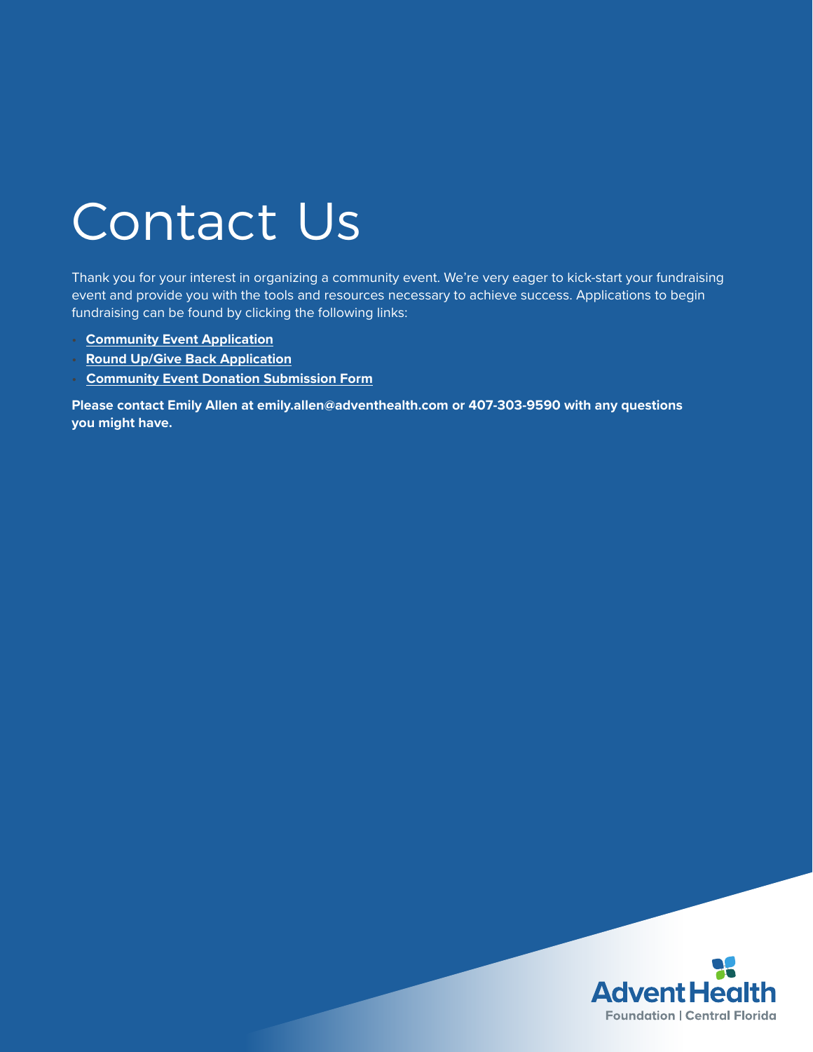# Contact Us

Thank you for your interest in organizing a community event. We're very eager to kick-start your fundraising event and provide you with the tools and resources necessary to achieve success. Applications to begin fundraising can be found by clicking the following links:

- **Community Event Application**
- **Round Up/Give Back Application**
- **Community Event Donation Submission Form**

**Please contact Emily Allen at emily.allen@adventhealth.com or 407-303-9590 with any questions you might have.**

AdventHealth
Foundation | Central Florida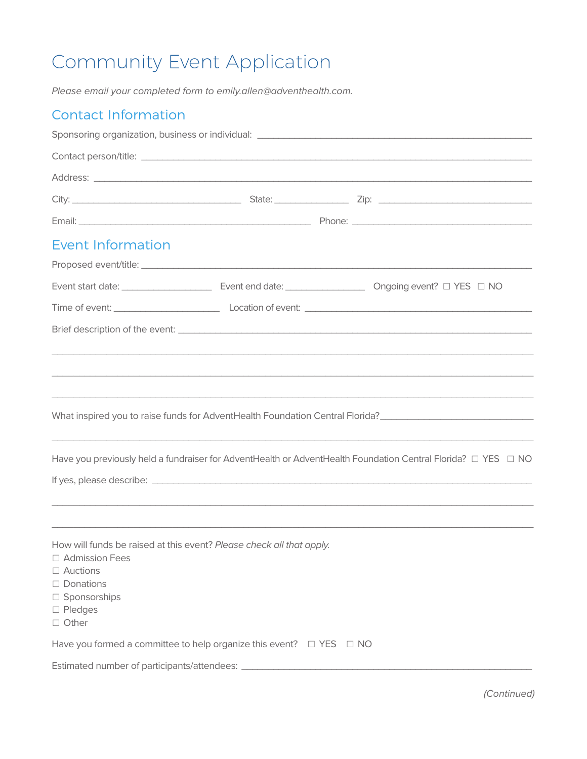# Community Event Application

*Please email your completed form to emily.allen@adventhealth.com.*

## Contact Information

Sponsoring organization, business or individual: ________________________________________

Contact person/title: ________________________________________________________________

Address: ________________________________________________________________________

City: ____________________________ State: ____________ Zip: ________________________

Email: ______________________________________ Phone: ______________________________

## Event Information

Proposed event/title: ________________________________________________________________

Event start date: ______________ Event end date: ______________ Ongoing event? ☐ YES ☐ NO

Time of event: __________________ Location of event: _____________________________________

Brief description of the event: _________________________________________________________

_______________________________________________________________________________

_______________________________________________________________________________

_______________________________________________________________________________

What inspired you to raise funds for AdventHealth Foundation Central Florida?________________________

_______________________________________________________________________________

Have you previously held a fundraiser for AdventHealth or AdventHealth Foundation Central Florida? ☐ YES ☐ NO

If yes, please describe: _______________________________________________________________

_______________________________________________________________________________

_______________________________________________________________________________

How will funds be raised at this event? *Please check all that apply.*

☐ Admission Fees
☐ Auctions
☐ Donations
☐ Sponsorships
☐ Pledges
☐ Other

Have you formed a committee to help organize this event? ☐ YES ☐ NO

Estimated number of participants/attendees: _______________________________________________

*(Continued)*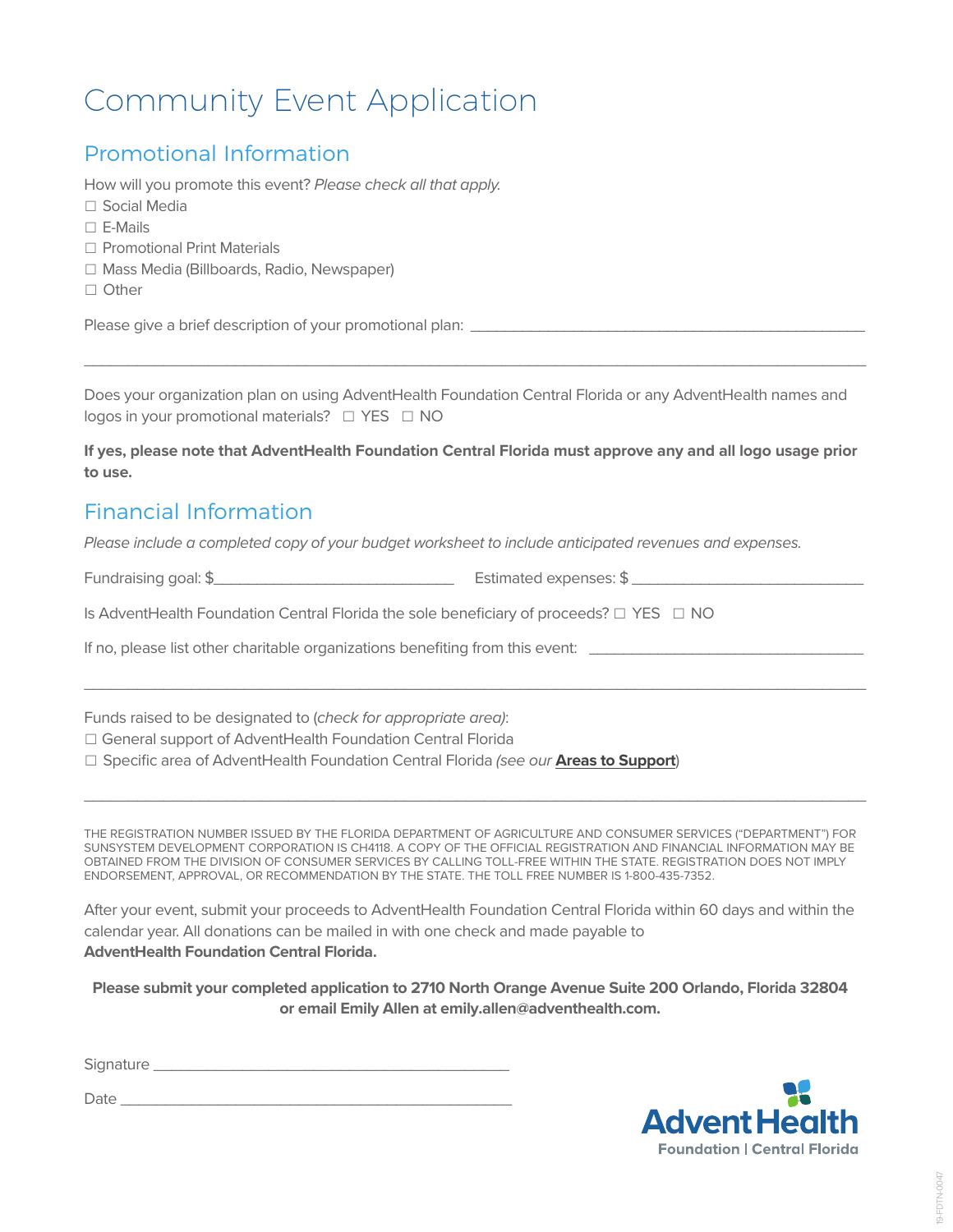# Community Event Application

## Promotional Information

How will you promote this event? *Please check all that apply.*

☐ Social Media
☐ E-Mails
☐ Promotional Print Materials
☐ Mass Media (Billboards, Radio, Newspaper)
☐ Other

Please give a brief description of your promotional plan: ________________________________________________

________________________________________________________________________________________________

Does your organization plan on using AdventHealth Foundation Central Florida or any AdventHealth names and logos in your promotional materials? ☐ YES ☐ NO

**If yes, please note that AdventHealth Foundation Central Florida must approve any and all logo usage prior to use.**

## Financial Information

*Please include a completed copy of your budget worksheet to include anticipated revenues and expenses.*

Fundraising goal: $_____________________________ Estimated expenses: $ ____________________________

Is AdventHealth Foundation Central Florida the sole beneficiary of proceeds? ☐ YES ☐ NO

If no, please list other charitable organizations benefiting from this event: _________________________________

________________________________________________________________________________________________

Funds raised to be designated to (*check for appropriate area)*:

☐ General support of AdventHealth Foundation Central Florida
☐ Specific area of AdventHealth Foundation Central Florida *(see our* **Areas to Support**)

________________________________________________________________________________________________

THE REGISTRATION NUMBER ISSUED BY THE FLORIDA DEPARTMENT OF AGRICULTURE AND CONSUMER SERVICES ("DEPARTMENT") FOR SUNSYSTEM DEVELOPMENT CORPORATION IS CH4118. A COPY OF THE OFFICIAL REGISTRATION AND FINANCIAL INFORMATION MAY BE OBTAINED FROM THE DIVISION OF CONSUMER SERVICES BY CALLING TOLL-FREE WITHIN THE STATE. REGISTRATION DOES NOT IMPLY ENDORSEMENT, APPROVAL, OR RECOMMENDATION BY THE STATE. THE TOLL FREE NUMBER IS 1-800-435-7352.

After your event, submit your proceeds to AdventHealth Foundation Central Florida within 60 days and within the calendar year. All donations can be mailed in with one check and made payable to **AdventHealth Foundation Central Florida.**

**Please submit your completed application to 2710 North Orange Avenue Suite 200 Orlando, Florida 32804 or email Emily Allen at emily.allen@adventhealth.com.**

Signature ____________________________________________

Date ________________________________________________

AdventHealth
Foundation | Central Florida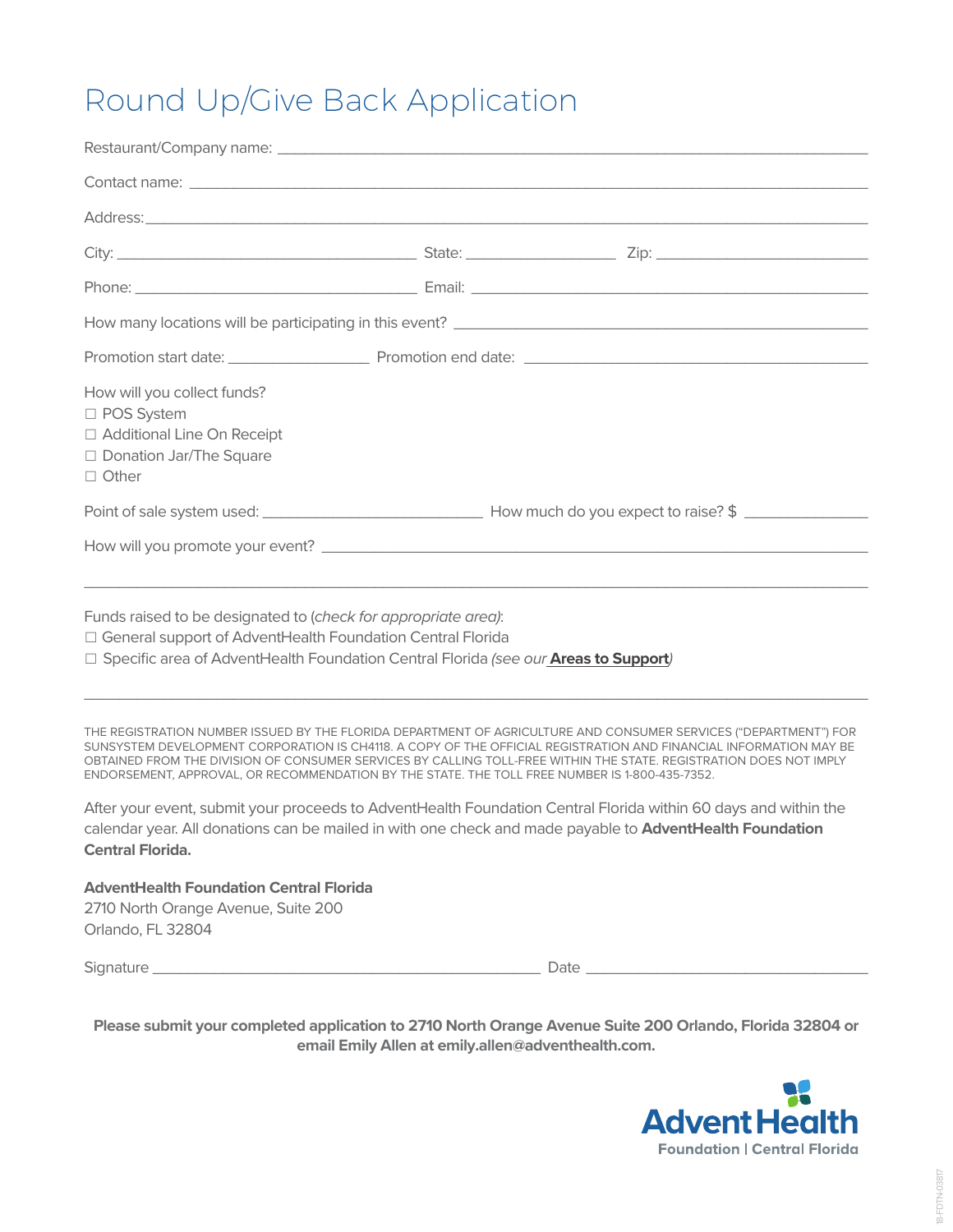# Round Up/Give Back Application

Restaurant/Company name: ___________________________________________________________________

Contact name: ___________________________________________________________________________

Address: _______________________________________________________________________________

City: ___________________________________ State: __________________ Zip: __________________________

Phone: ___________________________________ Email: _______________________________________________

How many locations will be participating in this event? ___________________________________________________

Promotion start date: _________________ Promotion end date: ___________________________________________

How will you collect funds?

☐ POS System
☐ Additional Line On Receipt
☐ Donation Jar/The Square
☐ Other

Point of sale system used: ___________________________ How much do you expect to raise? $ _______________

How will you promote your event? ______________________________________________________________

_______________________________________________________________________________________

Funds raised to be designated to (*check for appropriate area*):

☐ General support of AdventHealth Foundation Central Florida
☐ Specific area of AdventHealth Foundation Central Florida *(see our* **Areas to Support***)*

_______________________________________________________________________________________

THE REGISTRATION NUMBER ISSUED BY THE FLORIDA DEPARTMENT OF AGRICULTURE AND CONSUMER SERVICES ("DEPARTMENT") FOR SUNSYSTEM DEVELOPMENT CORPORATION IS CH4118. A COPY OF THE OFFICIAL REGISTRATION AND FINANCIAL INFORMATION MAY BE OBTAINED FROM THE DIVISION OF CONSUMER SERVICES BY CALLING TOLL-FREE WITHIN THE STATE. REGISTRATION DOES NOT IMPLY ENDORSEMENT, APPROVAL, OR RECOMMENDATION BY THE STATE. THE TOLL FREE NUMBER IS 1-800-435-7352.

After your event, submit your proceeds to AdventHealth Foundation Central Florida within 60 days and within the calendar year. All donations can be mailed in with one check and made payable to **AdventHealth Foundation Central Florida.**

**AdventHealth Foundation Central Florida**
2710 North Orange Avenue, Suite 200
Orlando, FL 32804

Signature _______________________________________________ Date __________________________________

**Please submit your completed application to 2710 North Orange Avenue Suite 200 Orlando, Florida 32804 or email Emily Allen at emily.allen@adventhealth.com.**

AdventHealth
Foundation | Central Florida

18-FDTN-03817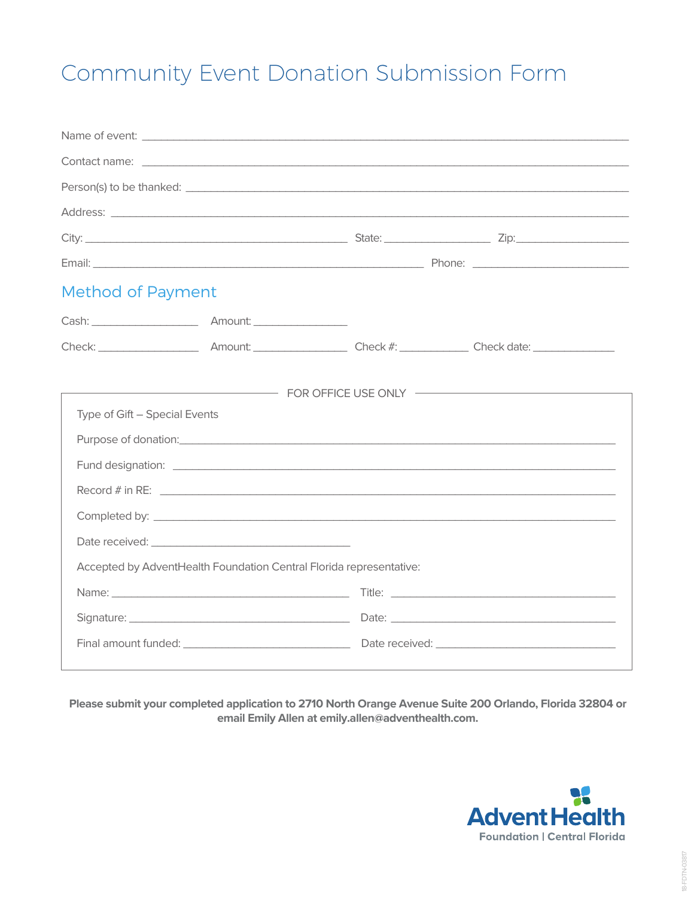# Community Event Donation Submission Form

Name of event: ___________________________________________

Contact name: ___________________________________________

Person(s) to be thanked: ___________________________________________

Address: ___________________________________________

City: ______________________ State: ____________ Zip: ____________

Email: ______________________________ Phone: ______________________

## Method of Payment

Cash: ____________ Amount: ____________

Check: ____________ Amount: ____________ Check #: ____________ Check date: ____________

FOR OFFICE USE ONLY

Type of Gift – Special Events

Purpose of donation: ___________________________________________

Fund designation: ___________________________________________

Record # in RE: ___________________________________________

Completed by: ___________________________________________

Date received: ______________________

Accepted by AdventHealth Foundation Central Florida representative:

Name: ______________________ Title: ______________________

Signature: ______________________ Date: ______________________

Final amount funded: ______________________ Date received: ______________________

**Please submit your completed application to 2710 North Orange Avenue Suite 200 Orlando, Florida 32804 or email Emily Allen at emily.allen@adventhealth.com.**

AdventHealth
Foundation | Central Florida

18-FDTN-03817